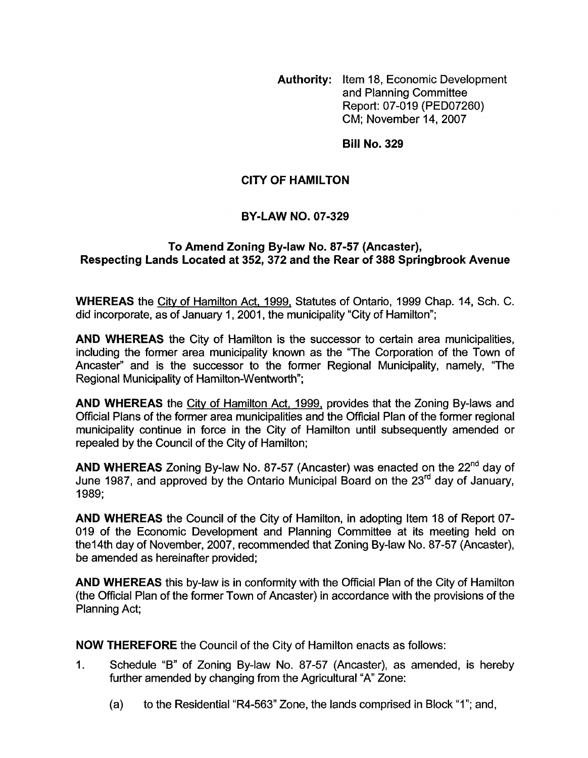**Authority:** Item 18, Economic Development and Planning Committee Report: 07-019 (PED07260) CM; November 14, 2007

**Bill No. 329**

# CITY OF HAMILTON

## BY-LAW NO. 07-329

### To Amend Zoning By-law No. 87-57 (Ancaster), Respecting Lands Located at 352, 372 and the Rear of 388 Springbrook Avenue

**WHEREAS** the City of Hamilton Act, 1999, Statutes of Ontario, 1999 Chap. 14, Sch. C. did incorporate, as of January 1, 2001, the municipality "City of Hamilton";

**AND WHEREAS** the City of Hamilton is the successor to certain area municipalities, including the former area municipality known as the "The Corporation of the Town of Ancaster" and is the successor to the former Regional Municipality, namely, "The Regional Municipality of Hamilton-Wentworth";

**AND WHEREAS** the City of Hamilton Act, 1999, provides that the Zoning By-laws and Official Plans of the former area municipalities and the Official Plan of the former regional municipality continue in force in the City of Hamilton until subsequently amended or repealed by the Council of the City of Hamilton;

**AND WHEREAS** Zoning By-law No. 87-57 (Ancaster) was enacted on the 22nd day of June 1987, and approved by the Ontario Municipal Board on the 23rd day of January, 1989;

**AND WHEREAS** the Council of the City of Hamilton, in adopting Item 18 of Report 07-019 of the Economic Development and Planning Committee at its meeting held on the14th day of November, 2007, recommended that Zoning By-law No. 87-57 (Ancaster), be amended as hereinafter provided;

**AND WHEREAS** this by-law is in conformity with the Official Plan of the City of Hamilton (the Official Plan of the former Town of Ancaster) in accordance with the provisions of the Planning Act;

**NOW THEREFORE** the Council of the City of Hamilton enacts as follows:

1. Schedule "B" of Zoning By-law No. 87-57 (Ancaster), as amended, is hereby further amended by changing from the Agricultural "A" Zone:

   (a) to the Residential "R4-563" Zone, the lands comprised in Block "1"; and,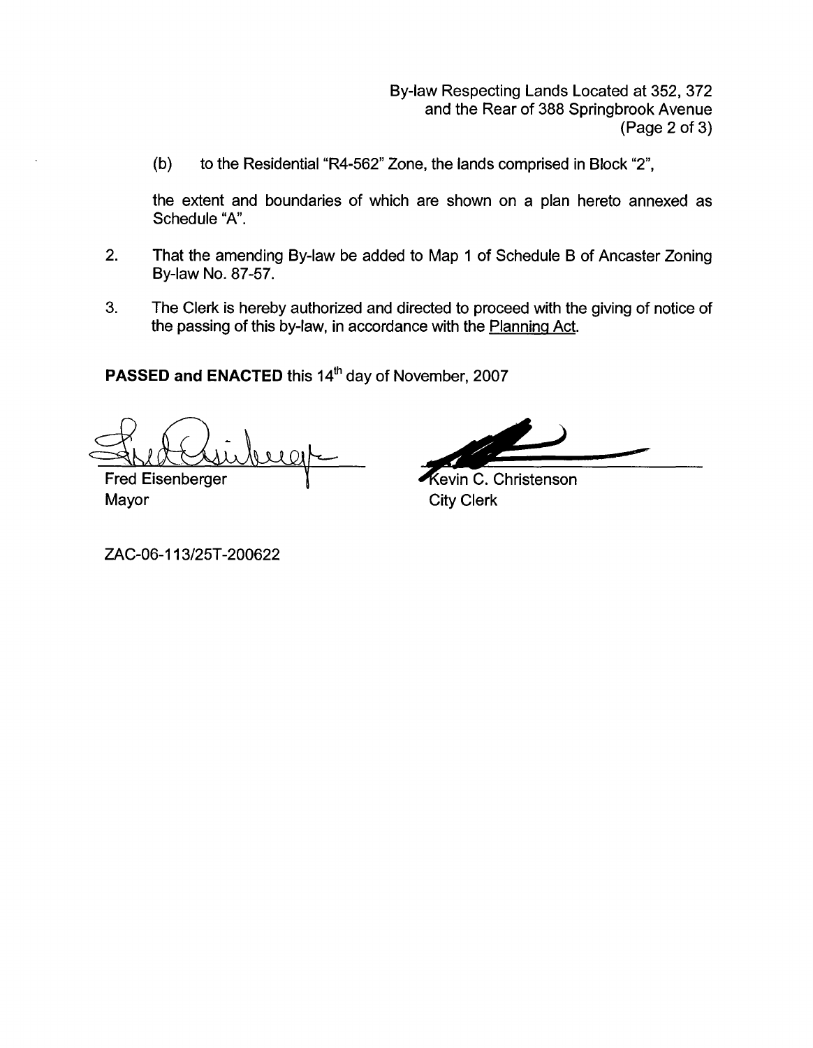(b) to the Residential "R4-562" Zone, the lands comprised in Block "2",

the extent and boundaries of which are shown on a plan hereto annexed as Schedule "A".

2. That the amending By-law be added to Map 1 of Schedule B of Ancaster Zoning By-law No. 87-57.

3. The Clerk is hereby authorized and directed to proceed with the giving of notice of the passing of this by-law, in accordance with the Planning Act.

**PASSED and ENACTED** this 14th day of November, 2007

Fred Eisenberger
Mayor

Kevin C. Christenson
City Clerk

ZAC-06-113/25T-200622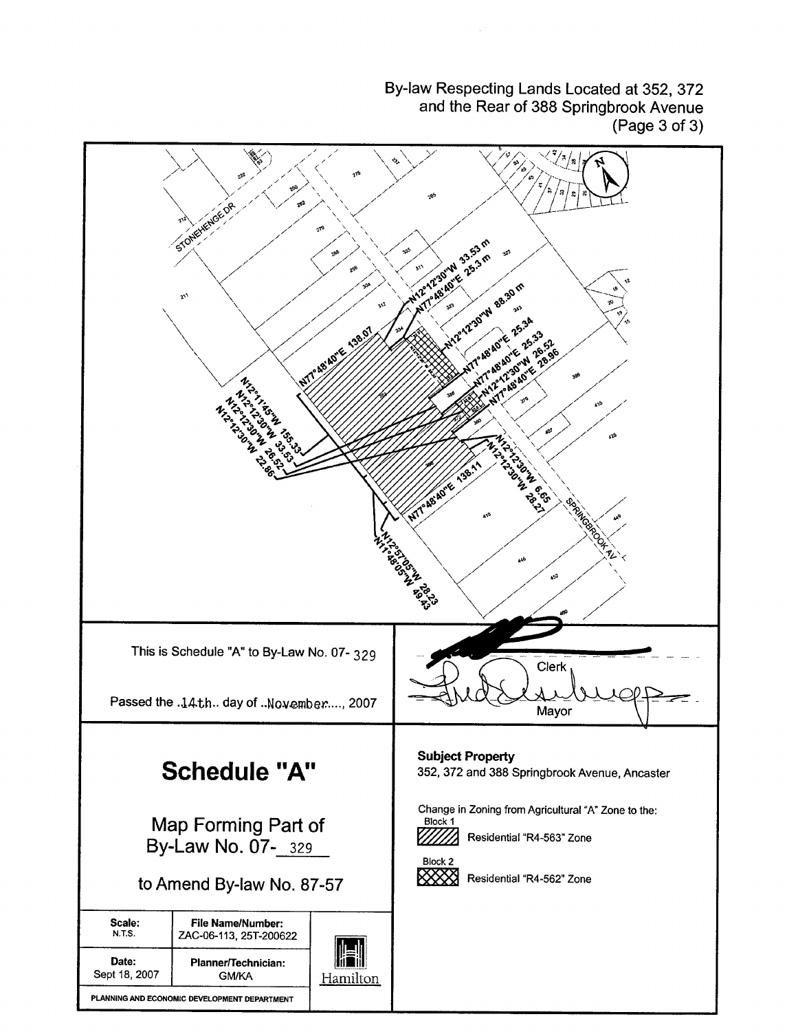By-law Respecting Lands Located at 352, 372 and the Rear of 388 Springbrook Avenue
(Page 3 of 3)

STONEHENGE DR

SPRINGBROOK AV

N12°12'30"W 33.53 m
N77°48'40"E 25.3 m
N12°12'30"W 88.30 m
N77°48'40"E 25.34
N77°48'40"E 25.33
N12°12'30"W 26.52
N77°48'40"E 28.96
N77°48'40"E 138.07
N12°11'45"W 155.33
N12°12'30"W 33.53
N12°12'30"W 26.52
N12°12'30"W 22.86
N12°12'30"W 6.65
N12°12'30"W 28.27
N77°48'40"E 138.11
N12°57'05"W 28.23
N11°48'05"W 49.43

This is Schedule "A" to By-Law No. 07- 329

Passed the .14th.. day of ..November....., 2007

Clerk

Mayor

# Schedule "A"

Map Forming Part of
By-Law No. 07- 329

to Amend By-law No. 87-57

| | | |
|---|---|---|
| **Scale:** N.T.S. | **File Name/Number:** ZAC-06-113, 25T-200622 | Hamilton |
| **Date:** Sept 18, 2007 | **Planner/Technician:** GM/KA | |

PLANNING AND ECONOMIC DEVELOPMENT DEPARTMENT

**Subject Property**
352, 372 and 388 Springbrook Avenue, Ancaster

Change in Zoning from Agricultural "A" Zone to the:

Block 1 — Residential "R4-563" Zone

Block 2 — Residential "R4-562" Zone